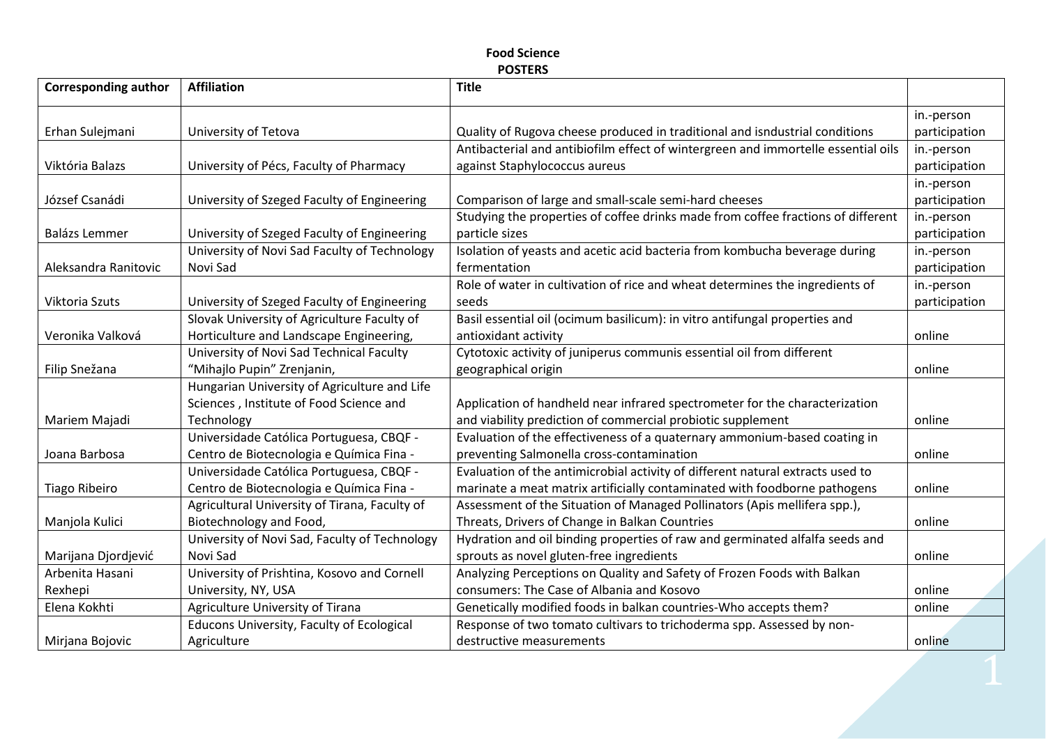**Food Science**

**POSTERS**

| Corresponding author | Affiliation | Title | |
|---|---|---|---|
| Erhan Sulejmani | University of Tetova | Quality of Rugova cheese produced in traditional and isndustrial conditions | in.-person participation |
| Viktória Balazs | University of Pécs, Faculty of Pharmacy | Antibacterial and antibiofilm effect of wintergreen and immortelle essential oils against Staphylococcus aureus | in.-person participation |
| József Csanádi | University of Szeged Faculty of Engineering | Comparison of large and small-scale semi-hard cheeses | in.-person participation |
| Balázs Lemmer | University of Szeged Faculty of Engineering | Studying the properties of coffee drinks made from coffee fractions of different particle sizes | in.-person participation |
| Aleksandra Ranitovic | University of Novi Sad Faculty of Technology Novi Sad | Isolation of yeasts and acetic acid bacteria from kombucha beverage during fermentation | in.-person participation |
| Viktoria Szuts | University of Szeged Faculty of Engineering | Role of water in cultivation of rice and wheat determines the ingredients of seeds | in.-person participation |
| Veronika Valková | Slovak University of Agriculture Faculty of Horticulture and Landscape Engineering, | Basil essential oil (ocimum basilicum): in vitro antifungal properties and antioxidant activity | online |
| Filip Snežana | University of Novi Sad Technical Faculty "Mihajlo Pupin" Zrenjanin, | Cytotoxic activity of juniperus communis essential oil from different geographical origin | online |
| Mariem Majadi | Hungarian University of Agriculture and Life Sciences , Institute of Food Science and Technology | Application of handheld near infrared spectrometer for the characterization and viability prediction of commercial probiotic supplement | online |
| Joana Barbosa | Universidade Católica Portuguesa, CBQF - Centro de Biotecnologia e Química Fina - | Evaluation of the effectiveness of a quaternary ammonium-based coating in preventing Salmonella cross-contamination | online |
| Tiago Ribeiro | Universidade Católica Portuguesa, CBQF - Centro de Biotecnologia e Química Fina - | Evaluation of the antimicrobial activity of different natural extracts used to marinate a meat matrix artificially contaminated with foodborne pathogens | online |
| Manjola Kulici | Agricultural University of Tirana, Faculty of Biotechnology and Food, | Assessment of the Situation of Managed Pollinators (Apis mellifera spp.), Threats, Drivers of Change in Balkan Countries | online |
| Marijana Djordjević | University of Novi Sad, Faculty of Technology Novi Sad | Hydration and oil binding properties of raw and germinated alfalfa seeds and sprouts as novel gluten-free ingredients | online |
| Arbenita Hasani Rexhepi | University of Prishtina, Kosovo and Cornell University, NY, USA | Analyzing Perceptions on Quality and Safety of Frozen Foods with Balkan consumers: The Case of Albania and Kosovo | online |
| Elena Kokhti | Agriculture University of Tirana | Genetically modified foods in balkan countries-Who accepts them? | online |
| Mirjana Bojovic | Educons University, Faculty of Ecological Agriculture | Response of two tomato cultivars to trichoderma spp. Assessed by non-destructive measurements | online |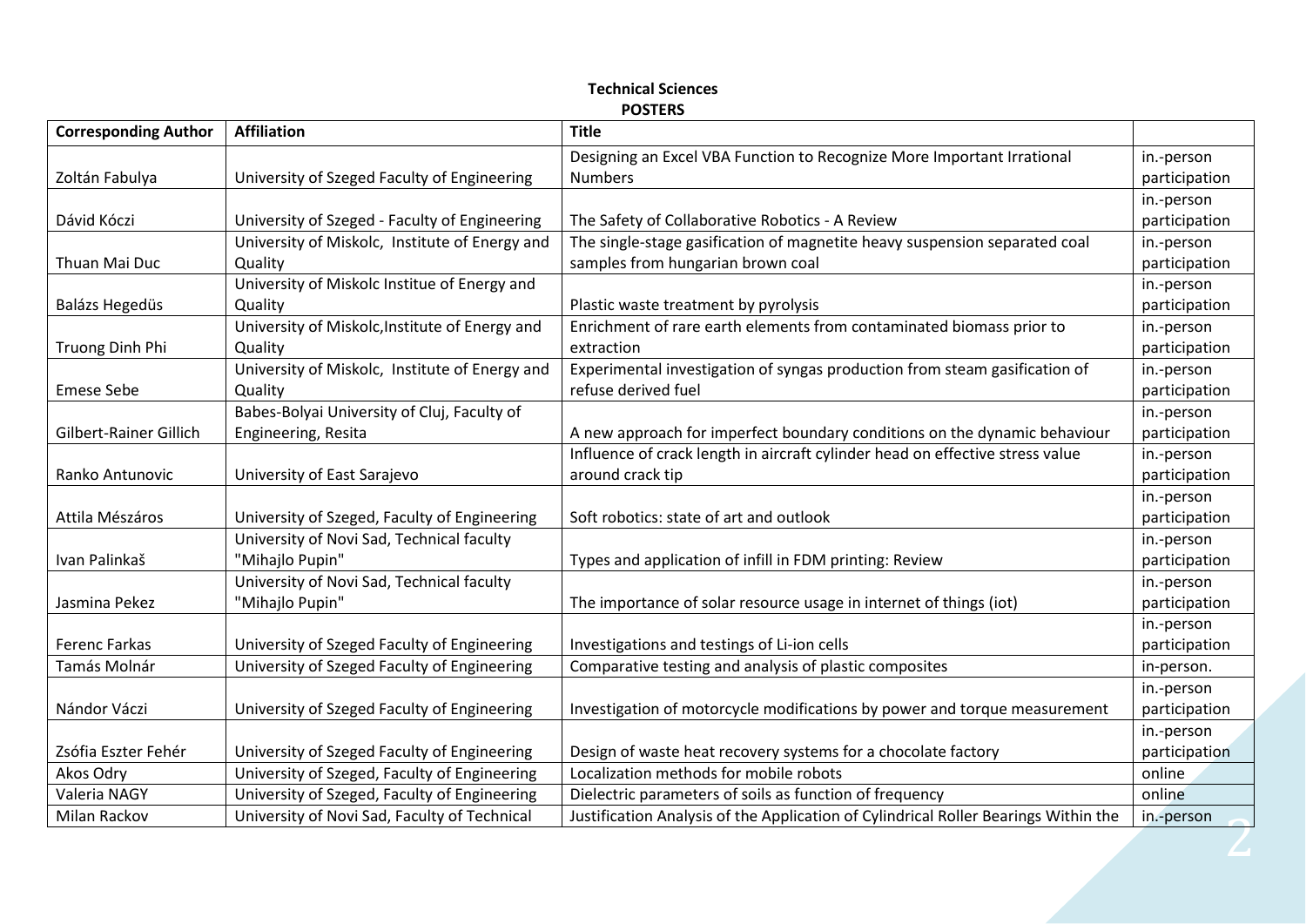**Technical Sciences**

**POSTERS**

| Corresponding Author | Affiliation | Title | |
|---|---|---|---|
| Zoltán Fabulya | University of Szeged Faculty of Engineering | Designing an Excel VBA Function to Recognize More Important Irrational Numbers | in.-person participation |
| Dávid Kóczi | University of Szeged - Faculty of Engineering | The Safety of Collaborative Robotics - A Review | in.-person participation |
| Thuan Mai Duc | University of Miskolc, Institute of Energy and Quality | The single-stage gasification of magnetite heavy suspension separated coal samples from hungarian brown coal | in.-person participation |
| Balázs Hegedüs | University of Miskolc Institue of Energy and Quality | Plastic waste treatment by pyrolysis | in.-person participation |
| Truong Dinh Phi | University of Miskolc,Institute of Energy and Quality | Enrichment of rare earth elements from contaminated biomass prior to extraction | in.-person participation |
| Emese Sebe | University of Miskolc, Institute of Energy and Quality | Experimental investigation of syngas production from steam gasification of refuse derived fuel | in.-person participation |
| Gilbert-Rainer Gillich | Babes-Bolyai University of Cluj, Faculty of Engineering, Resita | A new approach for imperfect boundary conditions on the dynamic behaviour | in.-person participation |
| Ranko Antunovic | University of East Sarajevo | Influence of crack length in aircraft cylinder head on effective stress value around crack tip | in.-person participation |
| Attila Mészáros | University of Szeged, Faculty of Engineering | Soft robotics: state of art and outlook | in.-person participation |
| Ivan Palinkaš | University of Novi Sad, Technical faculty "Mihajlo Pupin" | Types and application of infill in FDM printing: Review | in.-person participation |
| Jasmina Pekez | University of Novi Sad, Technical faculty "Mihajlo Pupin" | The importance of solar resource usage in internet of things (iot) | in.-person participation |
| Ferenc Farkas | University of Szeged Faculty of Engineering | Investigations and testings of Li-ion cells | in.-person participation |
| Tamás Molnár | University of Szeged Faculty of Engineering | Comparative testing and analysis of plastic composites | in-person. |
| Nándor Váczi | University of Szeged Faculty of Engineering | Investigation of motorcycle modifications by power and torque measurement | in.-person participation |
| Zsófia Eszter Fehér | University of Szeged Faculty of Engineering | Design of waste heat recovery systems for a chocolate factory | in.-person participation |
| Akos Odry | University of Szeged, Faculty of Engineering | Localization methods for mobile robots | online |
| Valeria NAGY | University of Szeged, Faculty of Engineering | Dielectric parameters of soils as function of frequency | online |
| Milan Rackov | University of Novi Sad, Faculty of Technical | Justification Analysis of the Application of Cylindrical Roller Bearings Within the | in.-person |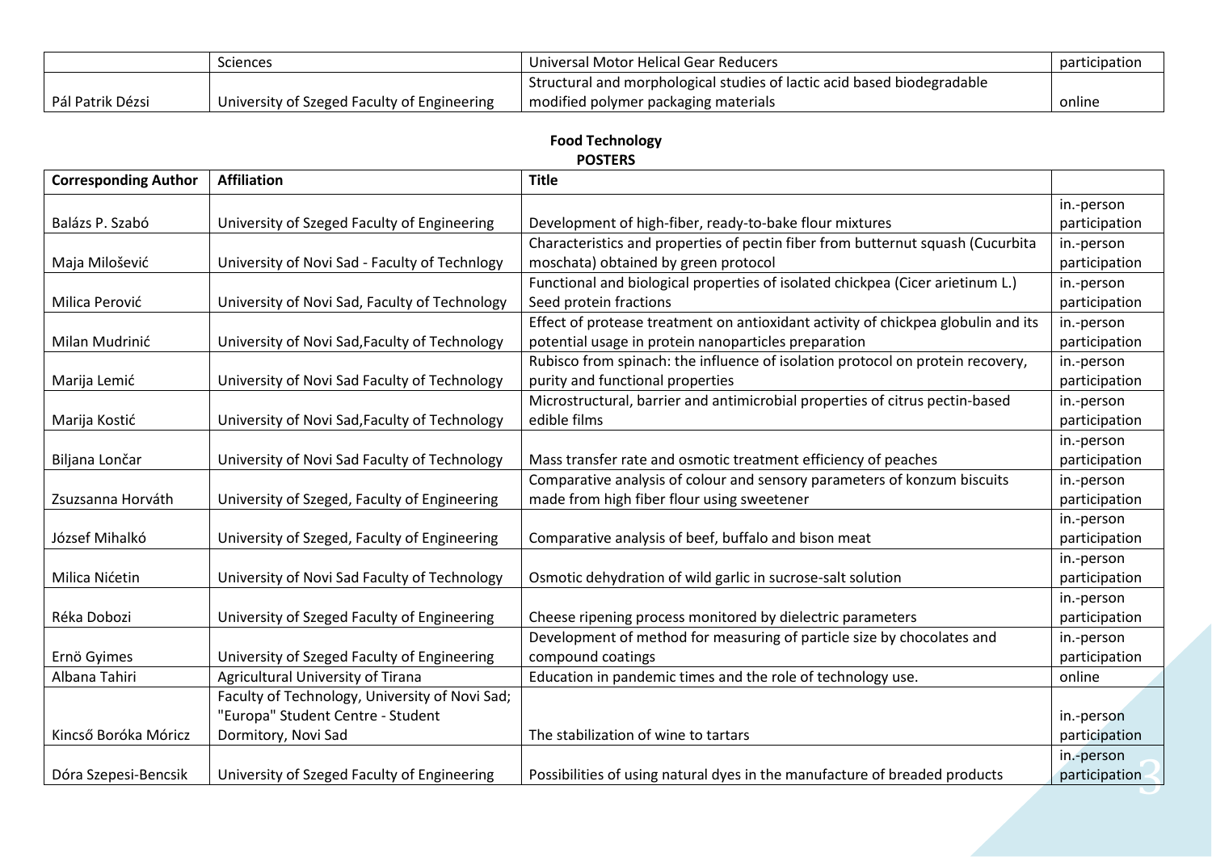| | Sciences | Universal Motor Helical Gear Reducers | participation |
|---|---|---|---|
| Pál Patrik Dézsi | University of Szeged Faculty of Engineering | Structural and morphological studies of lactic acid based biodegradable modified polymer packaging materials | online |

**Food Technology**
**POSTERS**

| Corresponding Author | Affiliation | Title | |
|---|---|---|---|
| Balázs P. Szabó | University of Szeged Faculty of Engineering | Development of high-fiber, ready-to-bake flour mixtures | in.-person participation |
| Maja Milošević | University of Novi Sad - Faculty of Technlogy | Characteristics and properties of pectin fiber from butternut squash (Cucurbita moschata) obtained by green protocol | in.-person participation |
| Milica Perović | University of Novi Sad, Faculty of Technology | Functional and biological properties of isolated chickpea (Cicer arietinum L.) Seed protein fractions | in.-person participation |
| Milan Mudrinić | University of Novi Sad,Faculty of Technology | Effect of protease treatment on antioxidant activity of chickpea globulin and its potential usage in protein nanoparticles preparation | in.-person participation |
| Marija Lemić | University of Novi Sad Faculty of Technology | Rubisco from spinach: the influence of isolation protocol on protein recovery, purity and functional properties | in.-person participation |
| Marija Kostić | University of Novi Sad,Faculty of Technology | Microstructural, barrier and antimicrobial properties of citrus pectin-based edible films | in.-person participation |
| Biljana Lončar | University of Novi Sad Faculty of Technology | Mass transfer rate and osmotic treatment efficiency of peaches | in.-person participation |
| Zsuzsanna Horváth | University of Szeged, Faculty of Engineering | Comparative analysis of colour and sensory parameters of konzum biscuits made from high fiber flour using sweetener | in.-person participation |
| József Mihalkó | University of Szeged, Faculty of Engineering | Comparative analysis of beef, buffalo and bison meat | in.-person participation |
| Milica Nićetin | University of Novi Sad Faculty of Technology | Osmotic dehydration of wild garlic in sucrose-salt solution | in.-person participation |
| Réka Dobozi | University of Szeged Faculty of Engineering | Cheese ripening process monitored by dielectric parameters | in.-person participation |
| Ernö Gyimes | University of Szeged Faculty of Engineering | Development of method for measuring of particle size by chocolates and compound coatings | in.-person participation |
| Albana Tahiri | Agricultural University of Tirana | Education in pandemic times and the role of technology use. | online |
| Kincső Boróka Móricz | Faculty of Technology, University of Novi Sad; "Europa" Student Centre - Student Dormitory, Novi Sad | The stabilization of wine to tartars | in.-person participation |
| Dóra Szepesi-Bencsik | University of Szeged Faculty of Engineering | Possibilities of using natural dyes in the manufacture of breaded products | in.-person participation |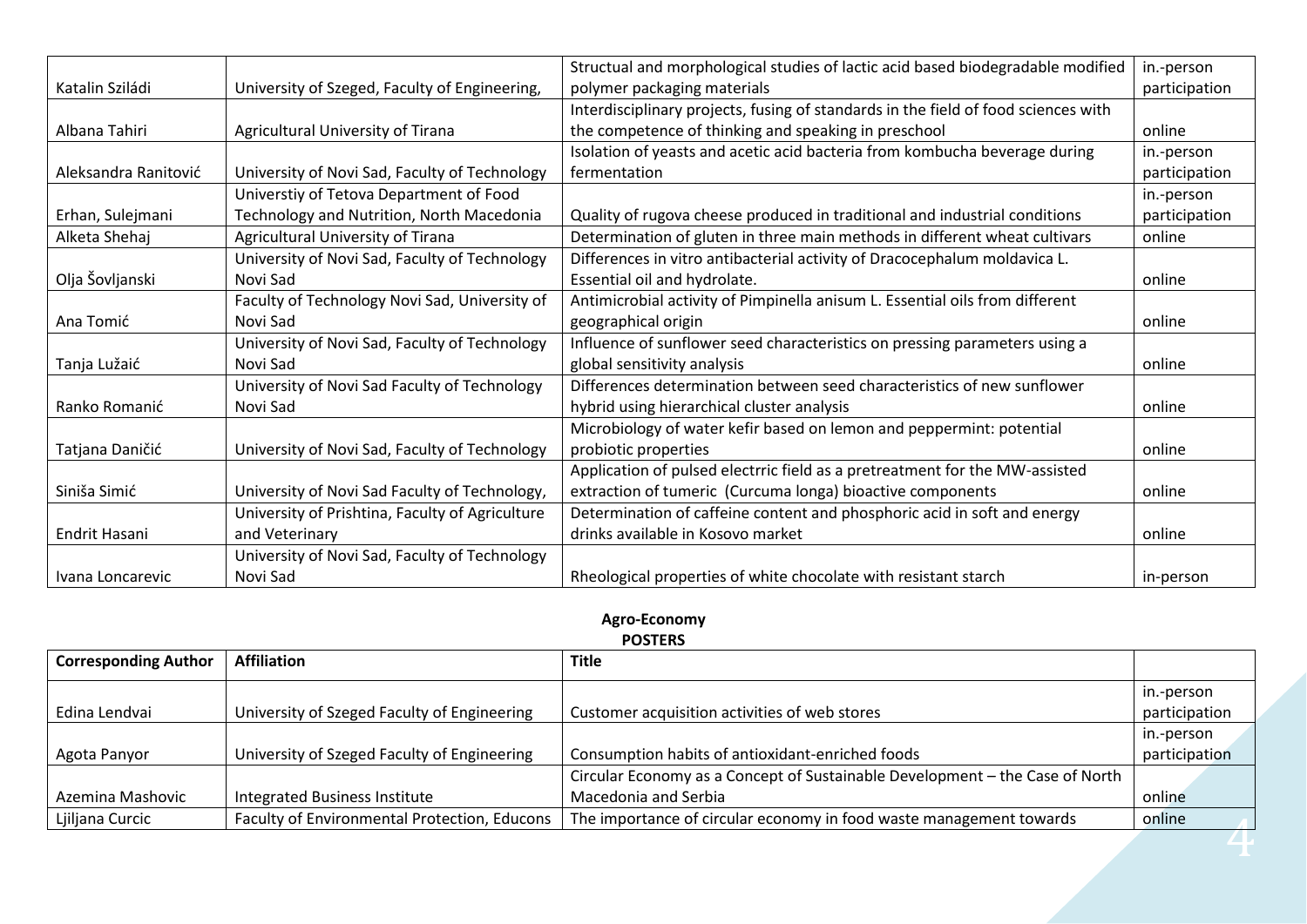| | | | |
|---|---|---|---|
| Katalin Sziládi | University of Szeged, Faculty of Engineering, | Structual and morphological studies of lactic acid based biodegradable modified polymer packaging materials | in.-person participation |
| Albana Tahiri | Agricultural University of Tirana | Interdisciplinary projects, fusing of standards in the field of food sciences with the competence of thinking and speaking in preschool | online |
| Aleksandra Ranitović | University of Novi Sad, Faculty of Technology | Isolation of yeasts and acetic acid bacteria from kombucha beverage during fermentation | in.-person participation |
| Erhan, Sulejmani | Universtiy of Tetova Department of Food Technology and Nutrition, North Macedonia | Quality of rugova cheese produced in traditional and industrial conditions | in.-person participation |
| Alketa Shehaj | Agricultural University of Tirana | Determination of gluten in three main methods in different wheat cultivars | online |
| Olja Šovljanski | University of Novi Sad, Faculty of Technology Novi Sad | Differences in vitro antibacterial activity of Dracocephalum moldavica L. Essential oil and hydrolate. | online |
| Ana Tomić | Faculty of Technology Novi Sad, University of Novi Sad | Antimicrobial activity of Pimpinella anisum L. Essential oils from different geographical origin | online |
| Tanja Lužaić | University of Novi Sad, Faculty of Technology Novi Sad | Influence of sunflower seed characteristics on pressing parameters using a global sensitivity analysis | online |
| Ranko Romanić | University of Novi Sad Faculty of Technology Novi Sad | Differences determination between seed characteristics of new sunflower hybrid using hierarchical cluster analysis | online |
| Tatjana Daničić | University of Novi Sad, Faculty of Technology | Microbiology of water kefir based on lemon and peppermint: potential probiotic properties | online |
| Siniša Simić | University of Novi Sad Faculty of Technology, | Application of pulsed electrric field as a pretreatment for the MW-assisted extraction of tumeric (Curcuma longa) bioactive components | online |
| Endrit Hasani | University of Prishtina, Faculty of Agriculture and Veterinary | Determination of caffeine content and phosphoric acid in soft and energy drinks available in Kosovo market | online |
| Ivana Loncarevic | University of Novi Sad, Faculty of Technology Novi Sad | Rheological properties of white chocolate with resistant starch | in-person |

**Agro-Economy**

**POSTERS**

| Corresponding Author | Affiliation | Title | |
|---|---|---|---|
| Edina Lendvai | University of Szeged Faculty of Engineering | Customer acquisition activities of web stores | in.-person participation |
| Agota Panyor | University of Szeged Faculty of Engineering | Consumption habits of antioxidant-enriched foods | in.-person participation |
| Azemina Mashovic | Integrated Business Institute | Circular Economy as a Concept of Sustainable Development – the Case of North Macedonia and Serbia | online |
| Ljiljana Curcic | Faculty of Environmental Protection, Educons | The importance of circular economy in food waste management towards | online |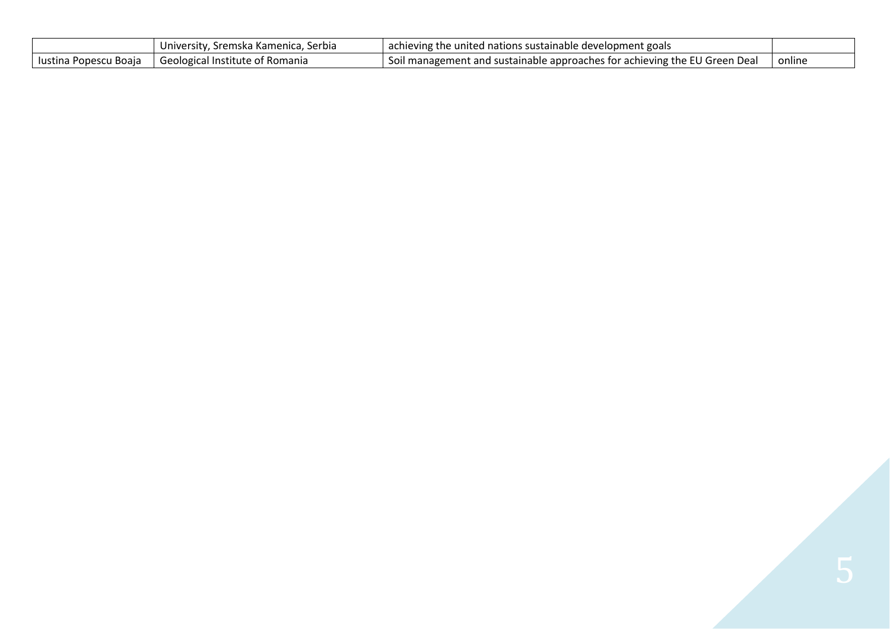| | | | |
|---|---|---|---|
| | University, Sremska Kamenica, Serbia | achieving the united nations sustainable development goals | |
| Iustina Popescu Boaja | Geological Institute of Romania | Soil management and sustainable approaches for achieving the EU Green Deal | online |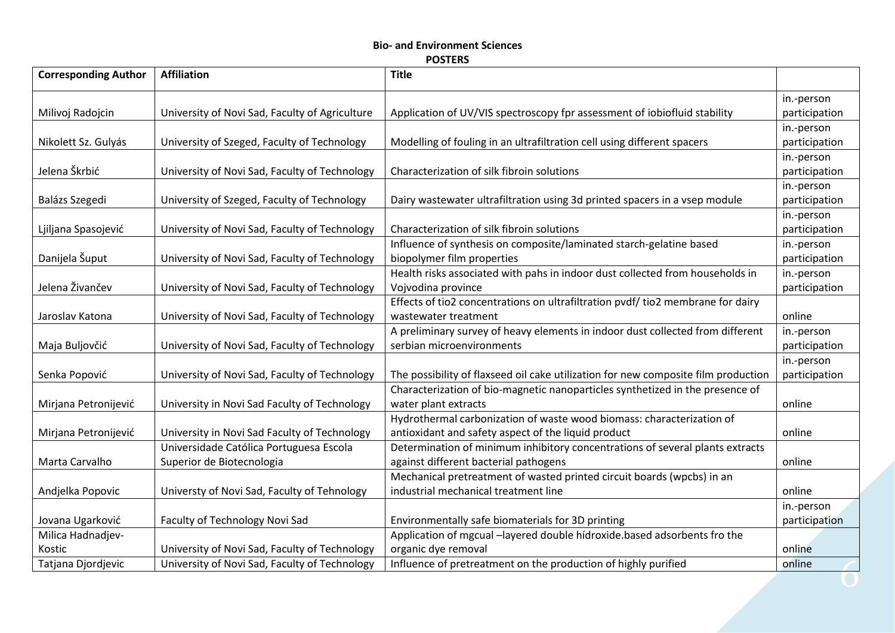**Bio- and Environment Sciences**

**POSTERS**

| Corresponding Author | Affiliation | Title | |
|---|---|---|---|
| Milivoj Radojcin | University of Novi Sad, Faculty of Agriculture | Application of UV/VIS spectroscopy fpr assessment of iobiofluid stability | in.-person participation |
| Nikolett Sz. Gulyás | University of Szeged, Faculty of Technology | Modelling of fouling in an ultrafiltration cell using different spacers | in.-person participation |
| Jelena Škrbić | University of Novi Sad, Faculty of Technology | Characterization of silk fibroin solutions | in.-person participation |
| Balázs Szegedi | University of Szeged, Faculty of Technology | Dairy wastewater ultrafiltration using 3d printed spacers in a vsep module | in.-person participation |
| Ljiljana Spasojević | University of Novi Sad, Faculty of Technology | Characterization of silk fibroin solutions | in.-person participation |
| Danijela Šuput | University of Novi Sad, Faculty of Technology | Influence of synthesis on composite/laminated starch-gelatine based biopolymer film properties | in.-person participation |
| Jelena Živančev | University of Novi Sad, Faculty of Technology | Health risks associated with pahs in indoor dust collected from households in Vojvodina province | in.-person participation |
| Jaroslav Katona | University of Novi Sad, Faculty of Technology | Effects of tio2 concentrations on ultrafiltration pvdf/ tio2 membrane for dairy wastewater treatment | online |
| Maja Buljovčić | University of Novi Sad, Faculty of Technology | A preliminary survey of heavy elements in indoor dust collected from different serbian microenvironments | in.-person participation |
| Senka Popović | University of Novi Sad, Faculty of Technology | The possibility of flaxseed oil cake utilization for new composite film production | in.-person participation |
| Mirjana Petronijević | University in Novi Sad Faculty of Technology | Characterization of bio-magnetic nanoparticles synthetized in the presence of water plant extracts | online |
| Mirjana Petronijević | University in Novi Sad Faculty of Technology | Hydrothermal carbonization of waste wood biomass: characterization of antioxidant and safety aspect of the liquid product | online |
| Marta Carvalho | Universidade Católica Portuguesa Escola Superior de Biotecnologia | Determination of minimum inhibitory concentrations of several plants extracts against different bacterial pathogens | online |
| Andjelka Popovic | Universty of Novi Sad, Faculty of Tehnology | Mechanical pretreatment of wasted printed circuit boards (wpcbs) in an industrial mechanical treatment line | online |
| Jovana Ugarković | Faculty of Technology Novi Sad | Environmentally safe biomaterials for 3D printing | in.-person participation |
| Milica Hadnadjev-Kostic | University of Novi Sad, Faculty of Technology | Application of mgcual –layered double hídroxide.based adsorbents fro the organic dye removal | online |
| Tatjana Djordjevic | University of Novi Sad, Faculty of Technology | Influence of pretreatment on the production of highly purified | online |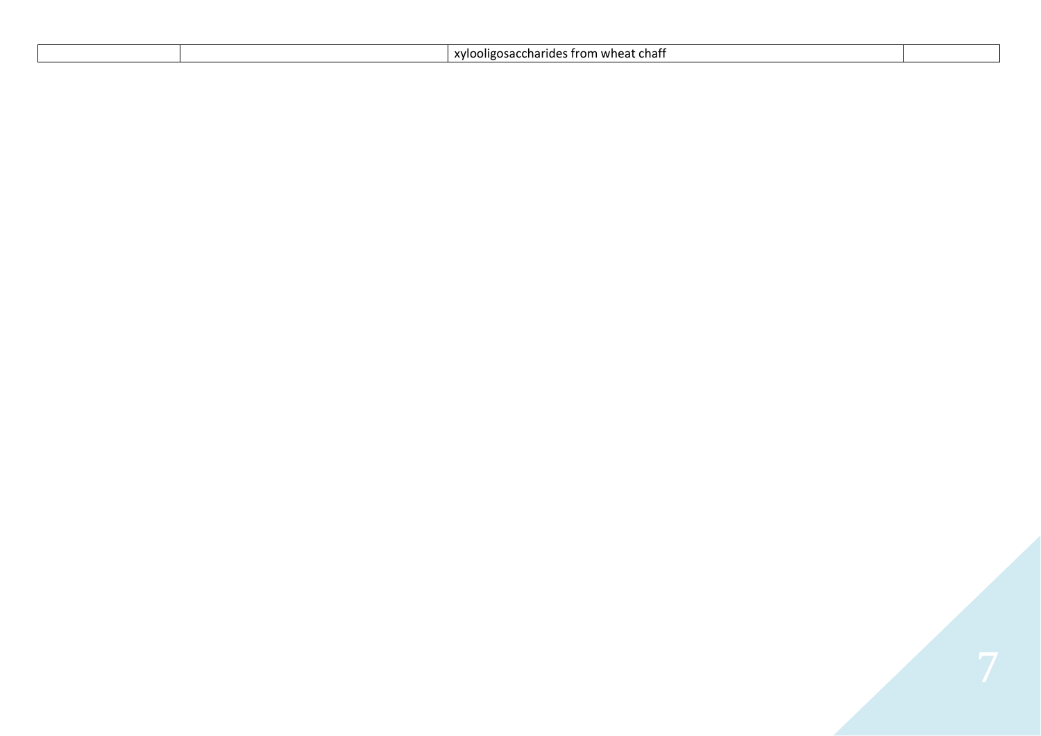| | | | |
|---|---|---|---|
| | | xylooligosaccharides from wheat chaff | |